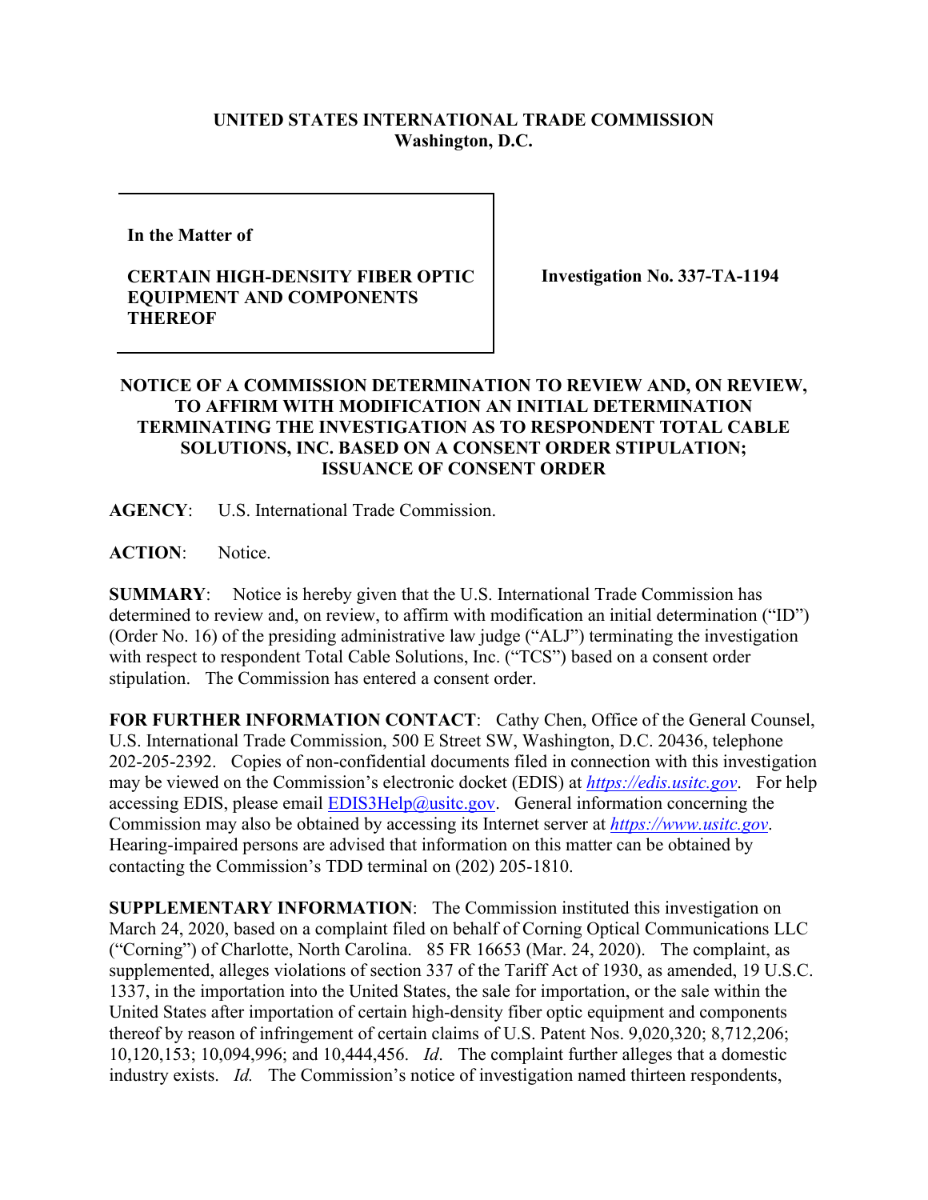**UNITED STATES INTERNATIONAL TRADE COMMISSION**
**Washington, D.C.**

**In the Matter of**

**CERTAIN HIGH-DENSITY FIBER OPTIC EQUIPMENT AND COMPONENTS THEREOF**

**Investigation No. 337-TA-1194**

**NOTICE OF A COMMISSION DETERMINATION TO REVIEW AND, ON REVIEW, TO AFFIRM WITH MODIFICATION AN INITIAL DETERMINATION TERMINATING THE INVESTIGATION AS TO RESPONDENT TOTAL CABLE SOLUTIONS, INC. BASED ON A CONSENT ORDER STIPULATION; ISSUANCE OF CONSENT ORDER**

**AGENCY**: U.S. International Trade Commission.

**ACTION**: Notice.

**SUMMARY**: Notice is hereby given that the U.S. International Trade Commission has determined to review and, on review, to affirm with modification an initial determination ("ID") (Order No. 16) of the presiding administrative law judge ("ALJ") terminating the investigation with respect to respondent Total Cable Solutions, Inc. ("TCS") based on a consent order stipulation. The Commission has entered a consent order.

**FOR FURTHER INFORMATION CONTACT**: Cathy Chen, Office of the General Counsel, U.S. International Trade Commission, 500 E Street SW, Washington, D.C. 20436, telephone 202-205-2392. Copies of non-confidential documents filed in connection with this investigation may be viewed on the Commission's electronic docket (EDIS) at *https://edis.usitc.gov*. For help accessing EDIS, please email EDIS3Help@usitc.gov. General information concerning the Commission may also be obtained by accessing its Internet server at *https://www.usitc.gov*. Hearing-impaired persons are advised that information on this matter can be obtained by contacting the Commission's TDD terminal on (202) 205-1810.

**SUPPLEMENTARY INFORMATION**: The Commission instituted this investigation on March 24, 2020, based on a complaint filed on behalf of Corning Optical Communications LLC ("Corning") of Charlotte, North Carolina. 85 FR 16653 (Mar. 24, 2020). The complaint, as supplemented, alleges violations of section 337 of the Tariff Act of 1930, as amended, 19 U.S.C. 1337, in the importation into the United States, the sale for importation, or the sale within the United States after importation of certain high-density fiber optic equipment and components thereof by reason of infringement of certain claims of U.S. Patent Nos. 9,020,320; 8,712,206; 10,120,153; 10,094,996; and 10,444,456. *Id*. The complaint further alleges that a domestic industry exists. *Id.* The Commission's notice of investigation named thirteen respondents,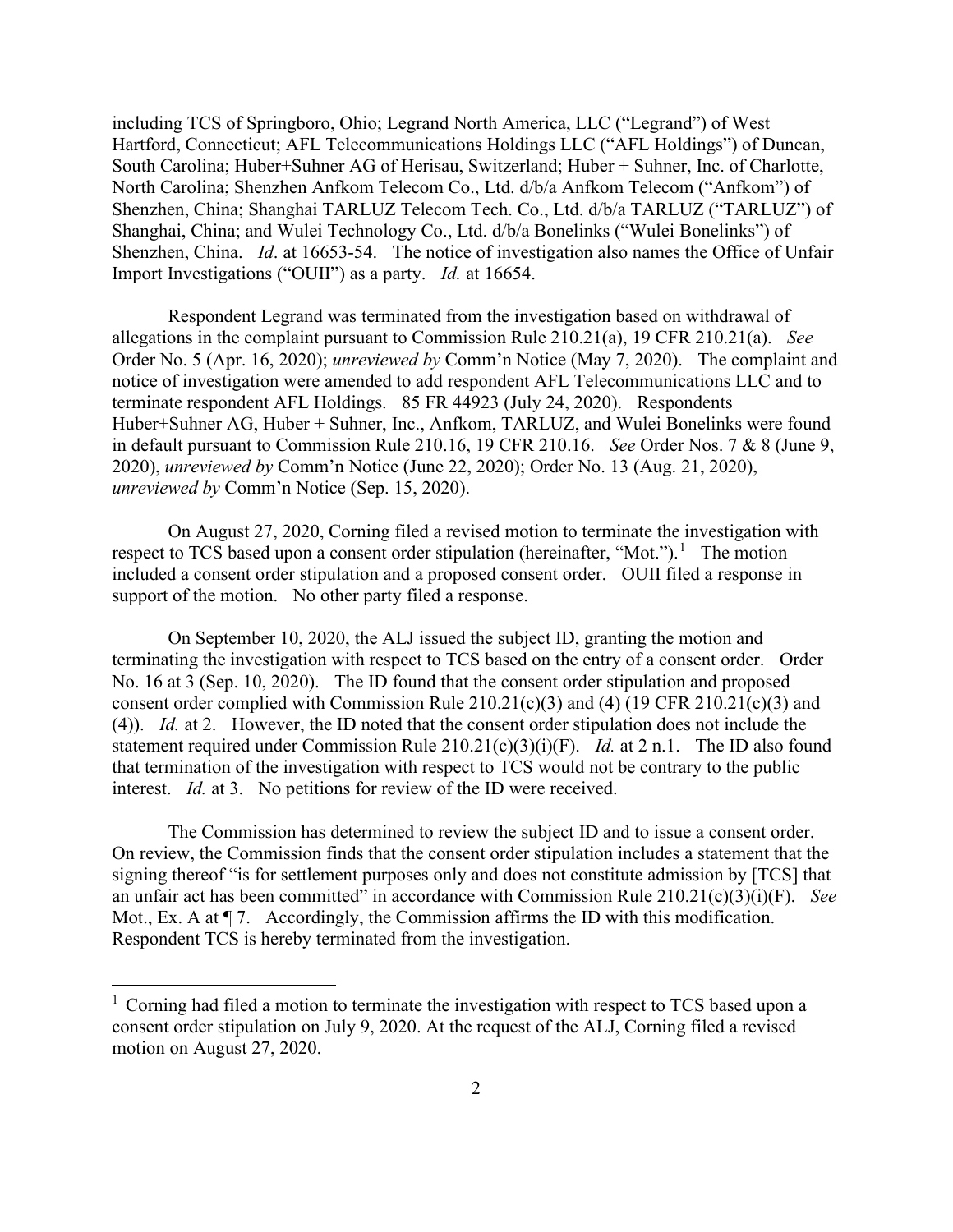including TCS of Springboro, Ohio; Legrand North America, LLC ("Legrand") of West Hartford, Connecticut; AFL Telecommunications Holdings LLC ("AFL Holdings") of Duncan, South Carolina; Huber+Suhner AG of Herisau, Switzerland; Huber + Suhner, Inc. of Charlotte, North Carolina; Shenzhen Anfkom Telecom Co., Ltd. d/b/a Anfkom Telecom ("Anfkom") of Shenzhen, China; Shanghai TARLUZ Telecom Tech. Co., Ltd. d/b/a TARLUZ ("TARLUZ") of Shanghai, China; and Wulei Technology Co., Ltd. d/b/a Bonelinks ("Wulei Bonelinks") of Shenzhen, China. *Id*. at 16653-54. The notice of investigation also names the Office of Unfair Import Investigations ("OUII") as a party. *Id.* at 16654.

Respondent Legrand was terminated from the investigation based on withdrawal of allegations in the complaint pursuant to Commission Rule 210.21(a), 19 CFR 210.21(a). *See* Order No. 5 (Apr. 16, 2020); *unreviewed by* Comm'n Notice (May 7, 2020). The complaint and notice of investigation were amended to add respondent AFL Telecommunications LLC and to terminate respondent AFL Holdings. 85 FR 44923 (July 24, 2020). Respondents Huber+Suhner AG, Huber + Suhner, Inc., Anfkom, TARLUZ, and Wulei Bonelinks were found in default pursuant to Commission Rule 210.16, 19 CFR 210.16. *See* Order Nos. 7 & 8 (June 9, 2020), *unreviewed by* Comm'n Notice (June 22, 2020); Order No. 13 (Aug. 21, 2020), *unreviewed by* Comm'n Notice (Sep. 15, 2020).

On August 27, 2020, Corning filed a revised motion to terminate the investigation with respect to TCS based upon a consent order stipulation (hereinafter, "Mot.").[1] The motion included a consent order stipulation and a proposed consent order. OUII filed a response in support of the motion. No other party filed a response.

On September 10, 2020, the ALJ issued the subject ID, granting the motion and terminating the investigation with respect to TCS based on the entry of a consent order. Order No. 16 at 3 (Sep. 10, 2020). The ID found that the consent order stipulation and proposed consent order complied with Commission Rule 210.21(c)(3) and (4) (19 CFR 210.21(c)(3) and (4)). *Id.* at 2. However, the ID noted that the consent order stipulation does not include the statement required under Commission Rule 210.21(c)(3)(i)(F). *Id.* at 2 n.1. The ID also found that termination of the investigation with respect to TCS would not be contrary to the public interest. *Id.* at 3. No petitions for review of the ID were received.

The Commission has determined to review the subject ID and to issue a consent order. On review, the Commission finds that the consent order stipulation includes a statement that the signing thereof "is for settlement purposes only and does not constitute admission by [TCS] that an unfair act has been committed" in accordance with Commission Rule 210.21(c)(3)(i)(F). *See* Mot., Ex. A at ¶ 7. Accordingly, the Commission affirms the ID with this modification. Respondent TCS is hereby terminated from the investigation.

[1] Corning had filed a motion to terminate the investigation with respect to TCS based upon a consent order stipulation on July 9, 2020. At the request of the ALJ, Corning filed a revised motion on August 27, 2020.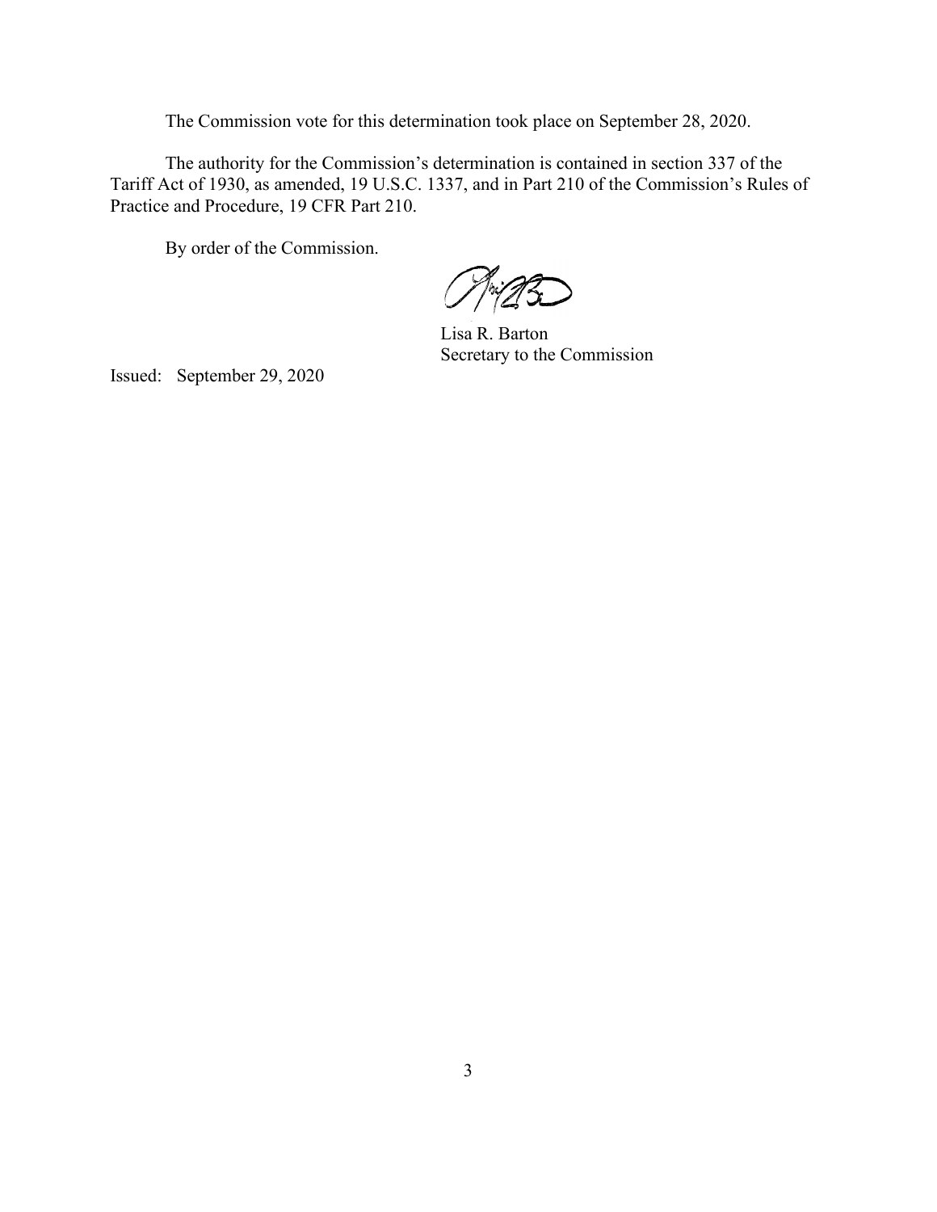The Commission vote for this determination took place on September 28, 2020.

The authority for the Commission's determination is contained in section 337 of the Tariff Act of 1930, as amended, 19 U.S.C. 1337, and in Part 210 of the Commission's Rules of Practice and Procedure, 19 CFR Part 210.

By order of the Commission.

Lisa R. Barton
Secretary to the Commission

Issued: September 29, 2020